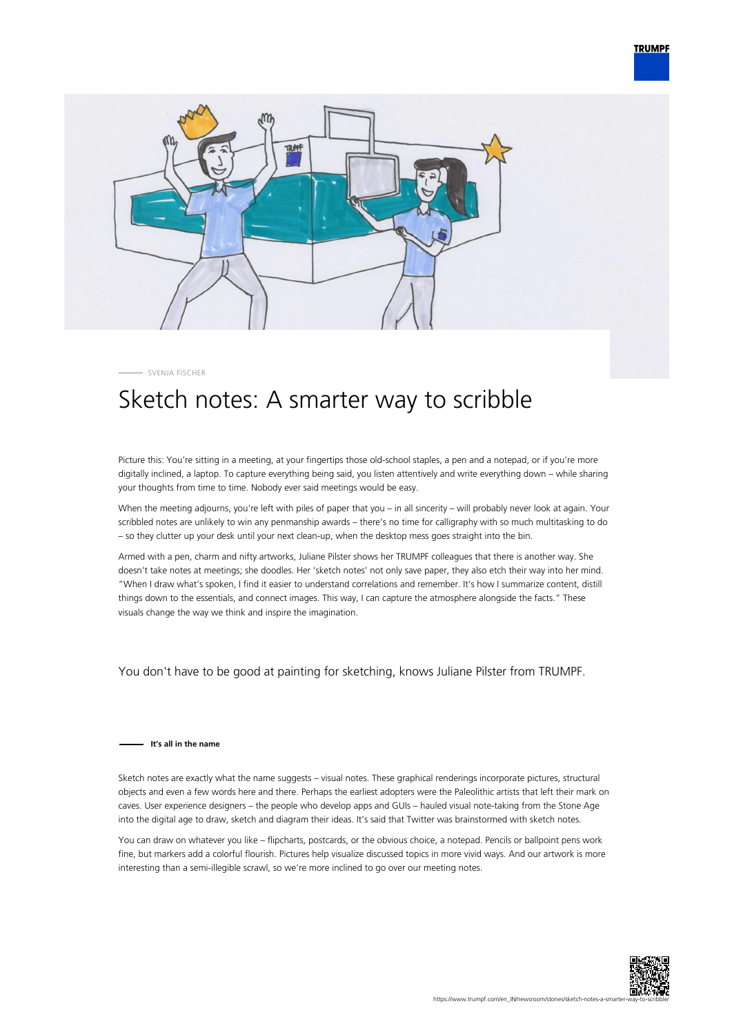SVENJA FISCHER

# Sketch notes: A smarter way to scribble

Picture this: You're sitting in a meeting, at your fingertips those old-school staples, a pen and a notepad, or if you're more digitally inclined, a laptop. To capture everything being said, you listen attentively and write everything down – while sharing your thoughts from time to time. Nobody ever said meetings would be easy.

When the meeting adjourns, you're left with piles of paper that you – in all sincerity – will probably never look at again. Your scribbled notes are unlikely to win any penmanship awards – there's no time for calligraphy with so much multitasking to do – so they clutter up your desk until your next clean-up, when the desktop mess goes straight into the bin.

Armed with a pen, charm and nifty artworks, Juliane Pilster shows her TRUMPF colleagues that there is another way. She doesn't take notes at meetings; she doodles. Her 'sketch notes' not only save paper, they also etch their way into her mind. "When I draw what's spoken, I find it easier to understand correlations and remember. It's how I summarize content, distill things down to the essentials, and connect images. This way, I can capture the atmosphere alongside the facts." These visuals change the way we think and inspire the imagination.

You don't have to be good at painting for sketching, knows Juliane Pilster from TRUMPF.

## It's all in the name

Sketch notes are exactly what the name suggests – visual notes. These graphical renderings incorporate pictures, structural objects and even a few words here and there. Perhaps the earliest adopters were the Paleolithic artists that left their mark on caves. User experience designers – the people who develop apps and GUIs – hauled visual note-taking from the Stone Age into the digital age to draw, sketch and diagram their ideas. It's said that Twitter was brainstormed with sketch notes.

You can draw on whatever you like – flipcharts, postcards, or the obvious choice, a notepad. Pencils or ballpoint pens work fine, but markers add a colorful flourish. Pictures help visualize discussed topics in more vivid ways. And our artwork is more interesting than a semi-illegible scrawl, so we're more inclined to go over our meeting notes.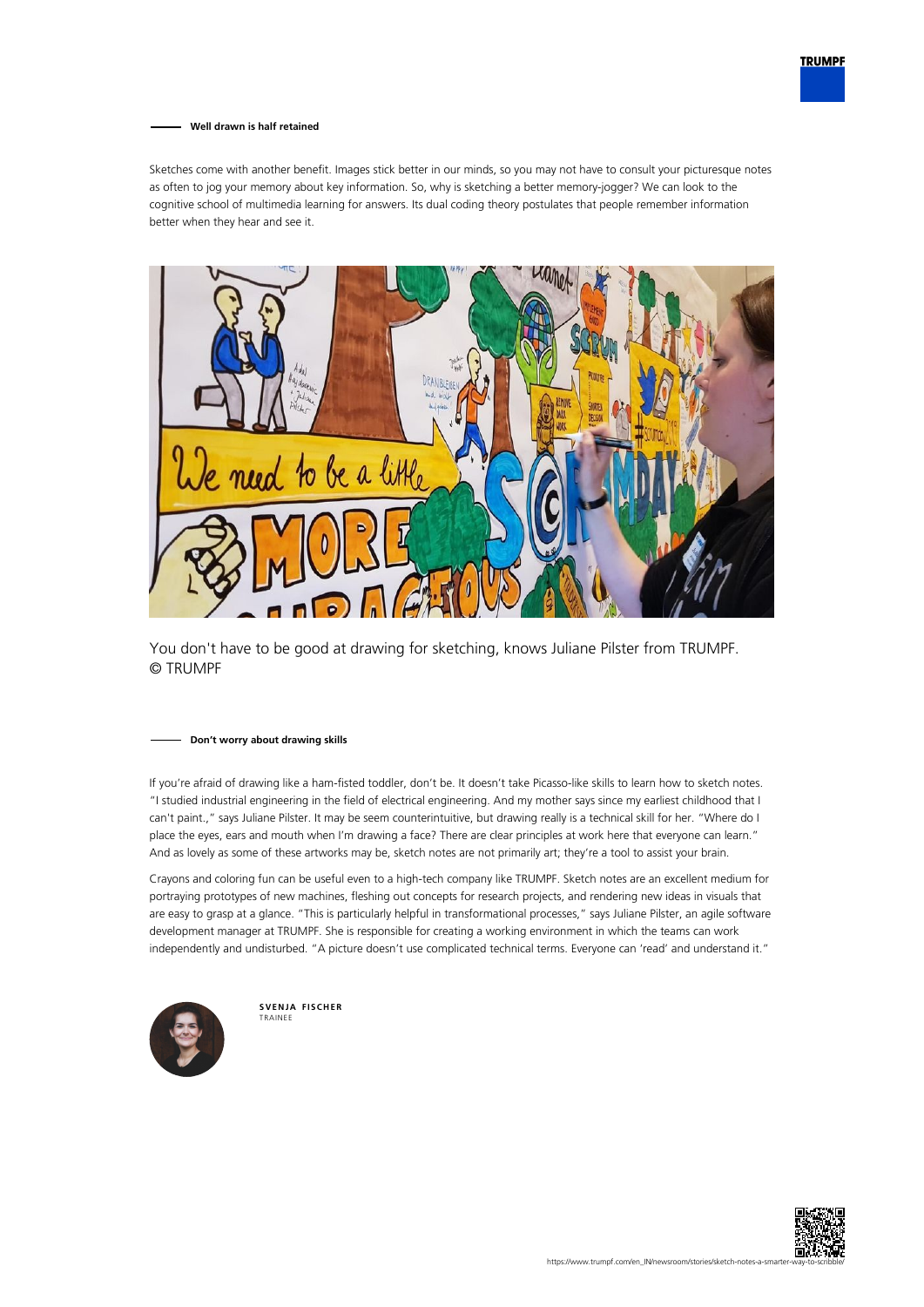## Well drawn is half retained

Sketches come with another benefit. Images stick better in our minds, so you may not have to consult your picturesque notes as often to jog your memory about key information. So, why is sketching a better memory-jogger? We can look to the cognitive school of multimedia learning for answers. Its dual coding theory postulates that people remember information better when they hear and see it.

You don't have to be good at drawing for sketching, knows Juliane Pilster from TRUMPF. © TRUMPF

## Don't worry about drawing skills

If you're afraid of drawing like a ham-fisted toddler, don't be. It doesn't take Picasso-like skills to learn how to sketch notes. "I studied industrial engineering in the field of electrical engineering. And my mother says since my earliest childhood that I can't paint.," says Juliane Pilster. It may be seem counterintuitive, but drawing really is a technical skill for her. "Where do I place the eyes, ears and mouth when I'm drawing a face? There are clear principles at work here that everyone can learn." And as lovely as some of these artworks may be, sketch notes are not primarily art; they're a tool to assist your brain.

Crayons and coloring fun can be useful even to a high-tech company like TRUMPF. Sketch notes are an excellent medium for portraying prototypes of new machines, fleshing out concepts for research projects, and rendering new ideas in visuals that are easy to grasp at a glance. "This is particularly helpful in transformational processes," says Juliane Pilster, an agile software development manager at TRUMPF. She is responsible for creating a working environment in which the teams can work independently and undisturbed. "A picture doesn't use complicated technical terms. Everyone can 'read' and understand it."

**SVENJA FISCHER**
TRAINEE

https://www.trumpf.com/en_IN/newsroom/stories/sketch-notes-a-smarter-way-to-scribble/